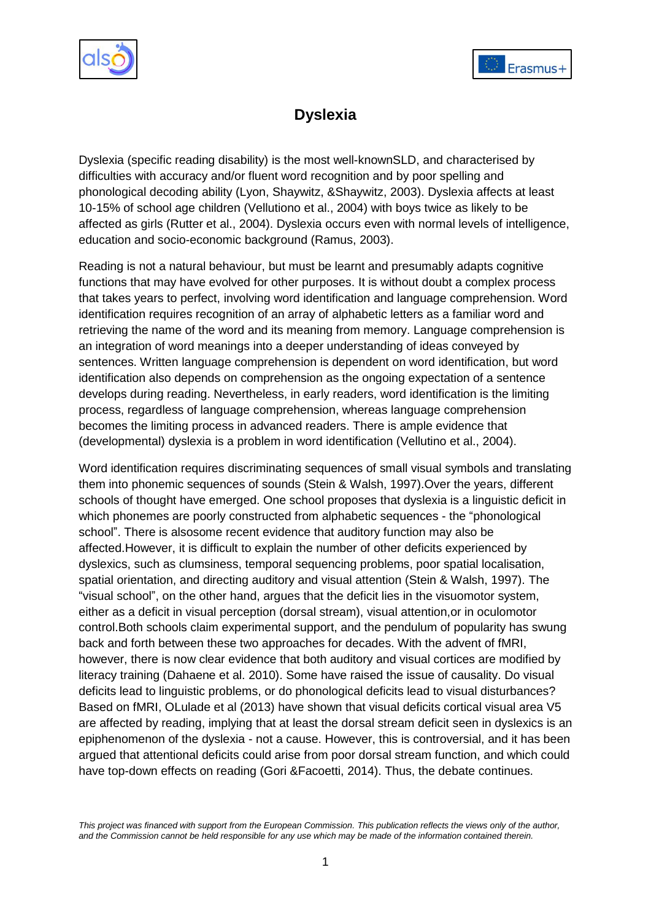# Dyslexia

Dyslexia (specific reading disability) is the most well-knownSLD, and characterised by difficulties with accuracy and/or fluent word recognition and by poor spelling and phonological decoding ability (Lyon, Shaywitz, &Shaywitz, 2003). Dyslexia affects at least 10-15% of school age children (Vellutiono et al., 2004) with boys twice as likely to be affected as girls (Rutter et al., 2004). Dyslexia occurs even with normal levels of intelligence, education and socio-economic background (Ramus, 2003).

Reading is not a natural behaviour, but must be learnt and presumably adapts cognitive functions that may have evolved for other purposes. It is without doubt a complex process that takes years to perfect, involving word identification and language comprehension. Word identification requires recognition of an array of alphabetic letters as a familiar word and retrieving the name of the word and its meaning from memory. Language comprehension is an integration of word meanings into a deeper understanding of ideas conveyed by sentences. Written language comprehension is dependent on word identification, but word identification also depends on comprehension as the ongoing expectation of a sentence develops during reading. Nevertheless, in early readers, word identification is the limiting process, regardless of language comprehension, whereas language comprehension becomes the limiting process in advanced readers. There is ample evidence that (developmental) dyslexia is a problem in word identification (Vellutino et al., 2004).

Word identification requires discriminating sequences of small visual symbols and translating them into phonemic sequences of sounds (Stein & Walsh, 1997).Over the years, different schools of thought have emerged. One school proposes that dyslexia is a linguistic deficit in which phonemes are poorly constructed from alphabetic sequences - the "phonological school". There is alsosome recent evidence that auditory function may also be affected.However, it is difficult to explain the number of other deficits experienced by dyslexics, such as clumsiness, temporal sequencing problems, poor spatial localisation, spatial orientation, and directing auditory and visual attention (Stein & Walsh, 1997). The "visual school", on the other hand, argues that the deficit lies in the visuomotor system, either as a deficit in visual perception (dorsal stream), visual attention,or in oculomotor control.Both schools claim experimental support, and the pendulum of popularity has swung back and forth between these two approaches for decades. With the advent of fMRI, however, there is now clear evidence that both auditory and visual cortices are modified by literacy training (Dahaene et al. 2010). Some have raised the issue of causality. Do visual deficits lead to linguistic problems, or do phonological deficits lead to visual disturbances? Based on fMRI, OLulade et al (2013) have shown that visual deficits cortical visual area V5 are affected by reading, implying that at least the dorsal stream deficit seen in dyslexics is an epiphenomenon of the dyslexia - not a cause. However, this is controversial, and it has been argued that attentional deficits could arise from poor dorsal stream function, and which could have top-down effects on reading (Gori &Facoetti, 2014). Thus, the debate continues.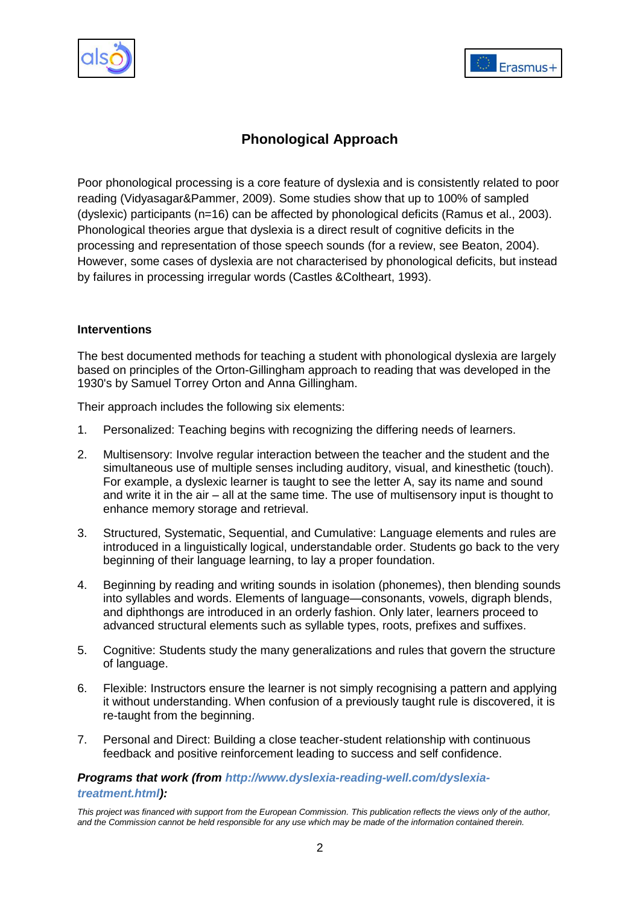## Phonological Approach

Poor phonological processing is a core feature of dyslexia and is consistently related to poor reading (Vidyasagar&Pammer, 2009). Some studies show that up to 100% of sampled (dyslexic) participants (n=16) can be affected by phonological deficits (Ramus et al., 2003). Phonological theories argue that dyslexia is a direct result of cognitive deficits in the processing and representation of those speech sounds (for a review, see Beaton, 2004). However, some cases of dyslexia are not characterised by phonological deficits, but instead by failures in processing irregular words (Castles &Coltheart, 1993).

### Interventions

The best documented methods for teaching a student with phonological dyslexia are largely based on principles of the Orton-Gillingham approach to reading that was developed in the 1930's by Samuel Torrey Orton and Anna Gillingham.

Their approach includes the following six elements:

1. Personalized: Teaching begins with recognizing the differing needs of learners.
2. Multisensory: Involve regular interaction between the teacher and the student and the simultaneous use of multiple senses including auditory, visual, and kinesthetic (touch). For example, a dyslexic learner is taught to see the letter A, say its name and sound and write it in the air – all at the same time. The use of multisensory input is thought to enhance memory storage and retrieval.
3. Structured, Systematic, Sequential, and Cumulative: Language elements and rules are introduced in a linguistically logical, understandable order. Students go back to the very beginning of their language learning, to lay a proper foundation.
4. Beginning by reading and writing sounds in isolation (phonemes), then blending sounds into syllables and words. Elements of language—consonants, vowels, digraph blends, and diphthongs are introduced in an orderly fashion. Only later, learners proceed to advanced structural elements such as syllable types, roots, prefixes and suffixes.
5. Cognitive: Students study the many generalizations and rules that govern the structure of language.
6. Flexible: Instructors ensure the learner is not simply recognising a pattern and applying it without understanding. When confusion of a previously taught rule is discovered, it is re-taught from the beginning.
7. Personal and Direct: Building a close teacher-student relationship with continuous feedback and positive reinforcement leading to success and self confidence.

***Programs that work (from http://www.dyslexia-reading-well.com/dyslexia-treatment.html):***

*This project was financed with support from the European Commission. This publication reflects the views only of the author, and the Commission cannot be held responsible for any use which may be made of the information contained therein.*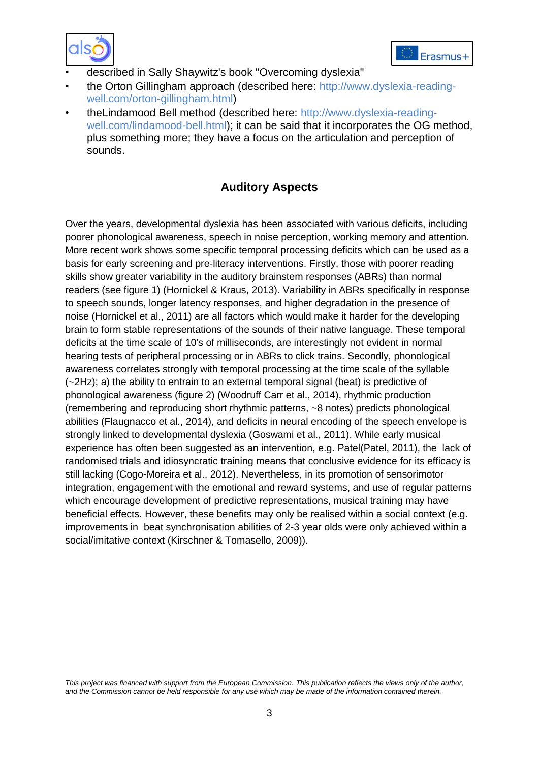- described in Sally Shaywitz's book "Overcoming dyslexia"
- the Orton Gillingham approach (described here: http://www.dyslexia-reading-well.com/orton-gillingham.html)
- theLindamood Bell method (described here: http://www.dyslexia-reading-well.com/lindamood-bell.html); it can be said that it incorporates the OG method, plus something more; they have a focus on the articulation and perception of sounds.

## Auditory Aspects

Over the years, developmental dyslexia has been associated with various deficits, including poorer phonological awareness, speech in noise perception, working memory and attention. More recent work shows some specific temporal processing deficits which can be used as a basis for early screening and pre-literacy interventions. Firstly, those with poorer reading skills show greater variability in the auditory brainstem responses (ABRs) than normal readers (see figure 1) (Hornickel & Kraus, 2013). Variability in ABRs specifically in response to speech sounds, longer latency responses, and higher degradation in the presence of noise (Hornickel et al., 2011) are all factors which would make it harder for the developing brain to form stable representations of the sounds of their native language. These temporal deficits at the time scale of 10's of milliseconds, are interestingly not evident in normal hearing tests of peripheral processing or in ABRs to click trains. Secondly, phonological awareness correlates strongly with temporal processing at the time scale of the syllable (~2Hz); a) the ability to entrain to an external temporal signal (beat) is predictive of phonological awareness (figure 2) (Woodruff Carr et al., 2014), rhythmic production (remembering and reproducing short rhythmic patterns, ~8 notes) predicts phonological abilities (Flaugnacco et al., 2014), and deficits in neural encoding of the speech envelope is strongly linked to developmental dyslexia (Goswami et al., 2011). While early musical experience has often been suggested as an intervention, e.g. Patel(Patel, 2011), the lack of randomised trials and idiosyncratic training means that conclusive evidence for its efficacy is still lacking (Cogo-Moreira et al., 2012). Nevertheless, in its promotion of sensorimotor integration, engagement with the emotional and reward systems, and use of regular patterns which encourage development of predictive representations, musical training may have beneficial effects. However, these benefits may only be realised within a social context (e.g. improvements in beat synchronisation abilities of 2-3 year olds were only achieved within a social/imitative context (Kirschner & Tomasello, 2009)).

*This project was financed with support from the European Commission. This publication reflects the views only of the author, and the Commission cannot be held responsible for any use which may be made of the information contained therein.*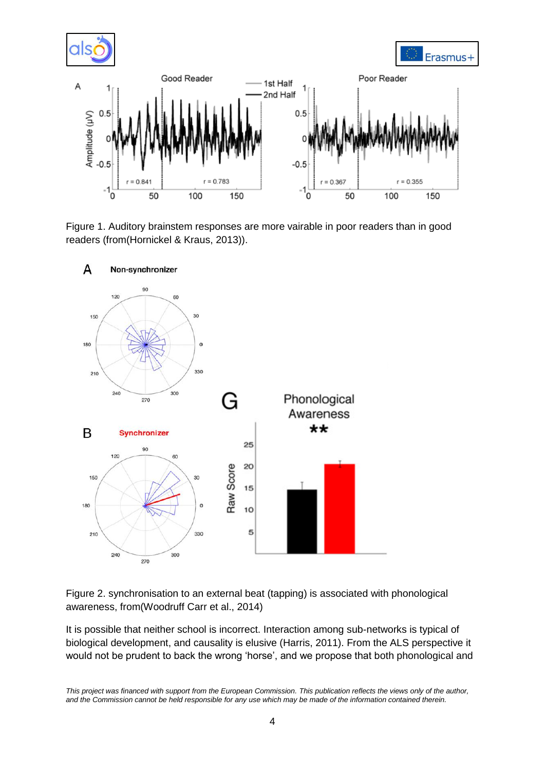Figure 1. Auditory brainstem responses are more vairable in poor readers than in good readers (from(Hornickel & Kraus, 2013)).

Figure 2. synchronisation to an external beat (tapping) is associated with phonological awareness, from(Woodruff Carr et al., 2014)

It is possible that neither school is incorrect. Interaction among sub-networks is typical of biological development, and causality is elusive (Harris, 2011). From the ALS perspective it would not be prudent to back the wrong 'horse', and we propose that both phonological and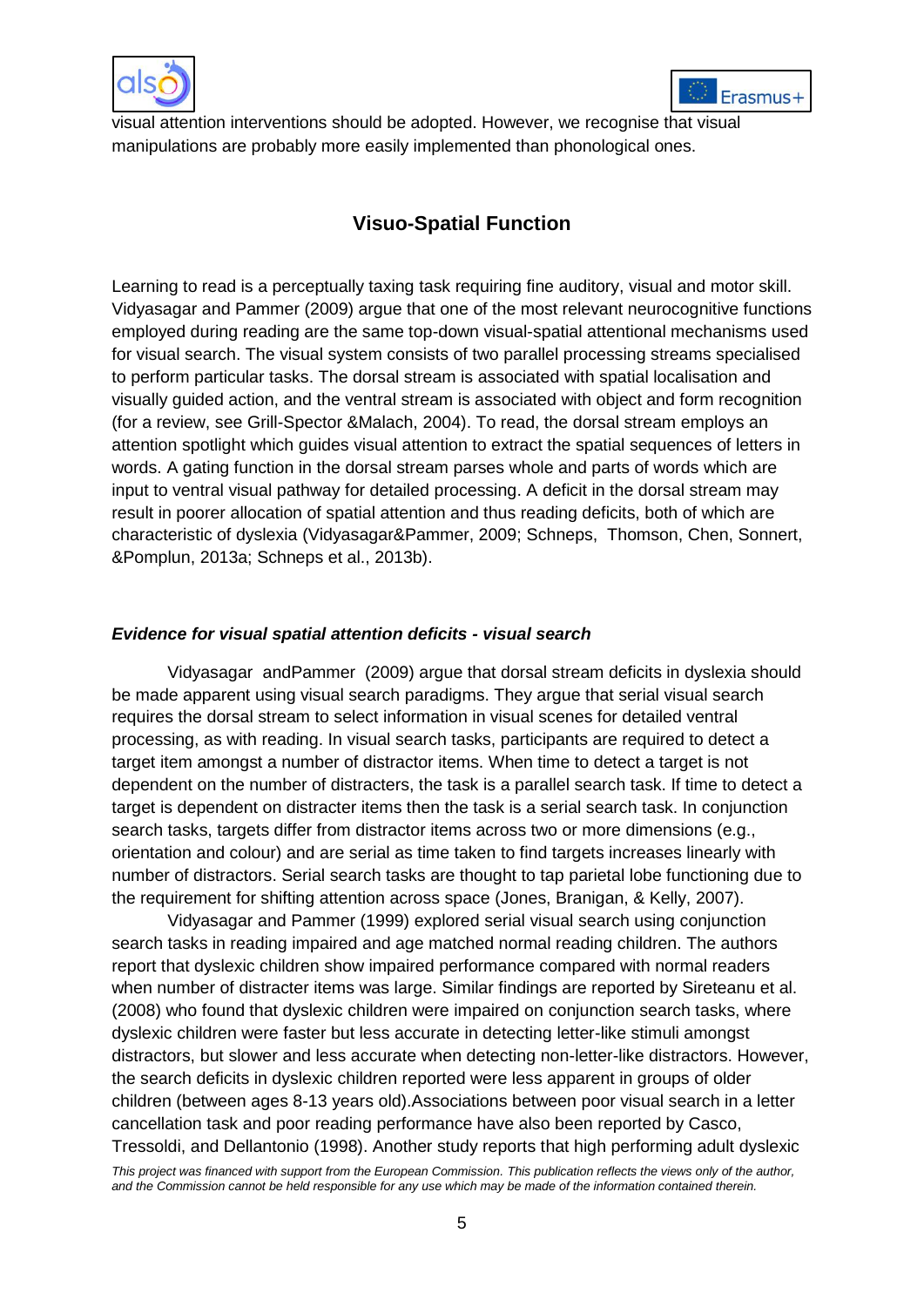visual attention interventions should be adopted. However, we recognise that visual manipulations are probably more easily implemented than phonological ones.

## Visuo-Spatial Function

Learning to read is a perceptually taxing task requiring fine auditory, visual and motor skill. Vidyasagar and Pammer (2009) argue that one of the most relevant neurocognitive functions employed during reading are the same top-down visual-spatial attentional mechanisms used for visual search. The visual system consists of two parallel processing streams specialised to perform particular tasks. The dorsal stream is associated with spatial localisation and visually guided action, and the ventral stream is associated with object and form recognition (for a review, see Grill-Spector &Malach, 2004). To read, the dorsal stream employs an attention spotlight which guides visual attention to extract the spatial sequences of letters in words. A gating function in the dorsal stream parses whole and parts of words which are input to ventral visual pathway for detailed processing. A deficit in the dorsal stream may result in poorer allocation of spatial attention and thus reading deficits, both of which are characteristic of dyslexia (Vidyasagar&Pammer, 2009; Schneps, Thomson, Chen, Sonnert, &Pomplun, 2013a; Schneps et al., 2013b).

### *Evidence for visual spatial attention deficits - visual search*

Vidyasagar andPammer (2009) argue that dorsal stream deficits in dyslexia should be made apparent using visual search paradigms. They argue that serial visual search requires the dorsal stream to select information in visual scenes for detailed ventral processing, as with reading. In visual search tasks, participants are required to detect a target item amongst a number of distractor items. When time to detect a target is not dependent on the number of distracters, the task is a parallel search task. If time to detect a target is dependent on distracter items then the task is a serial search task. In conjunction search tasks, targets differ from distractor items across two or more dimensions (e.g., orientation and colour) and are serial as time taken to find targets increases linearly with number of distractors. Serial search tasks are thought to tap parietal lobe functioning due to the requirement for shifting attention across space (Jones, Branigan, & Kelly, 2007).

Vidyasagar and Pammer (1999) explored serial visual search using conjunction search tasks in reading impaired and age matched normal reading children. The authors report that dyslexic children show impaired performance compared with normal readers when number of distracter items was large. Similar findings are reported by Sireteanu et al. (2008) who found that dyslexic children were impaired on conjunction search tasks, where dyslexic children were faster but less accurate in detecting letter-like stimuli amongst distractors, but slower and less accurate when detecting non-letter-like distractors. However, the search deficits in dyslexic children reported were less apparent in groups of older children (between ages 8-13 years old).Associations between poor visual search in a letter cancellation task and poor reading performance have also been reported by Casco, Tressoldi, and Dellantonio (1998). Another study reports that high performing adult dyslexic

*This project was financed with support from the European Commission. This publication reflects the views only of the author, and the Commission cannot be held responsible for any use which may be made of the information contained therein.*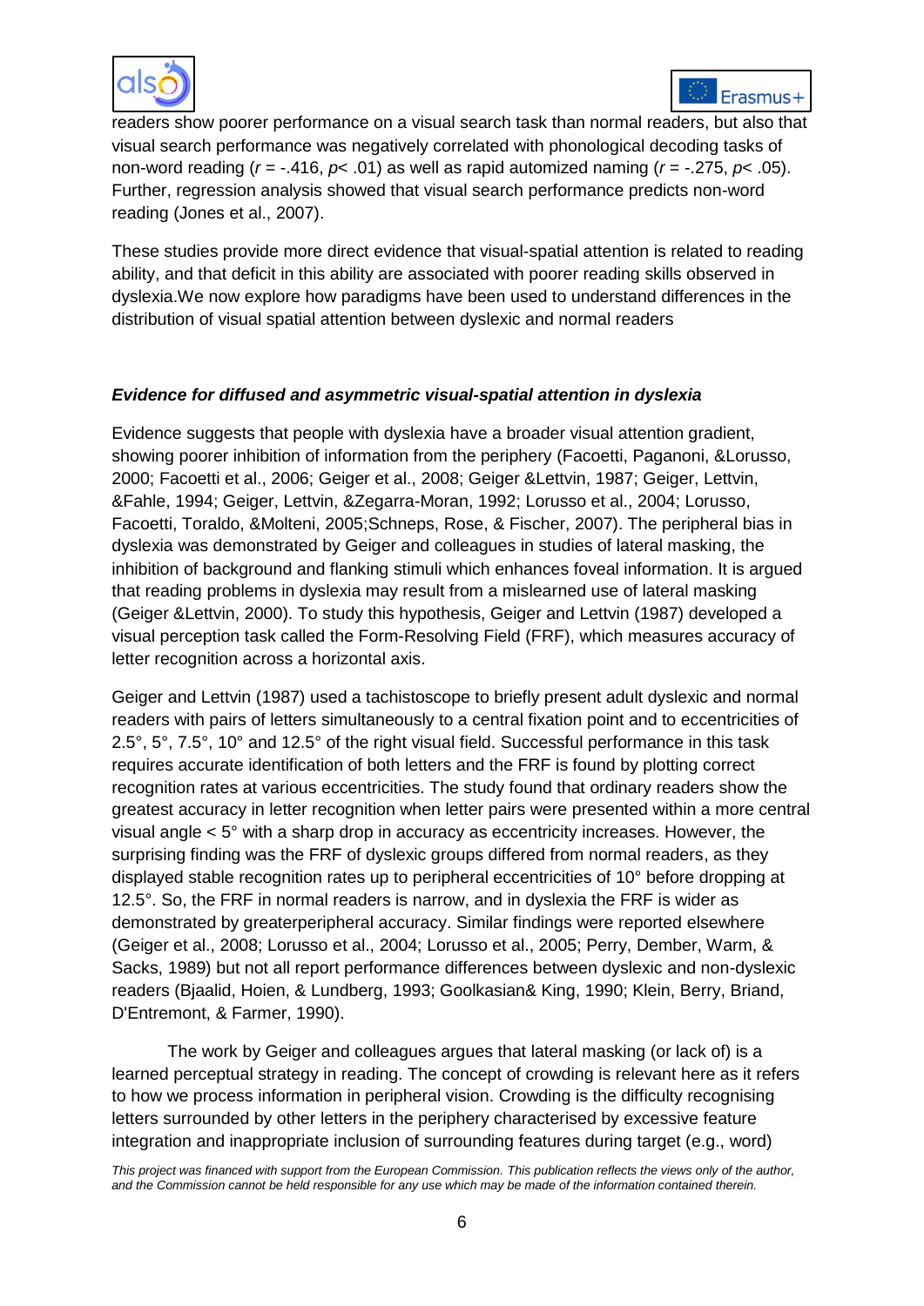readers show poorer performance on a visual search task than normal readers, but also that visual search performance was negatively correlated with phonological decoding tasks of non-word reading ($r$ = -.416, $p$< .01) as well as rapid automized naming ($r$ = -.275, $p$< .05). Further, regression analysis showed that visual search performance predicts non-word reading (Jones et al., 2007).

These studies provide more direct evidence that visual-spatial attention is related to reading ability, and that deficit in this ability are associated with poorer reading skills observed in dyslexia.We now explore how paradigms have been used to understand differences in the distribution of visual spatial attention between dyslexic and normal readers

***Evidence for diffused and asymmetric visual-spatial attention in dyslexia***

Evidence suggests that people with dyslexia have a broader visual attention gradient, showing poorer inhibition of information from the periphery (Facoetti, Paganoni, &Lorusso, 2000; Facoetti et al., 2006; Geiger et al., 2008; Geiger &Lettvin, 1987; Geiger, Lettvin, &Fahle, 1994; Geiger, Lettvin, &Zegarra-Moran, 1992; Lorusso et al., 2004; Lorusso, Facoetti, Toraldo, &Molteni, 2005;Schneps, Rose, & Fischer, 2007). The peripheral bias in dyslexia was demonstrated by Geiger and colleagues in studies of lateral masking, the inhibition of background and flanking stimuli which enhances foveal information. It is argued that reading problems in dyslexia may result from a mislearned use of lateral masking (Geiger &Lettvin, 2000). To study this hypothesis, Geiger and Lettvin (1987) developed a visual perception task called the Form-Resolving Field (FRF), which measures accuracy of letter recognition across a horizontal axis.

Geiger and Lettvin (1987) used a tachistoscope to briefly present adult dyslexic and normal readers with pairs of letters simultaneously to a central fixation point and to eccentricities of 2.5°, 5°, 7.5°, 10° and 12.5° of the right visual field. Successful performance in this task requires accurate identification of both letters and the FRF is found by plotting correct recognition rates at various eccentricities. The study found that ordinary readers show the greatest accuracy in letter recognition when letter pairs were presented within a more central visual angle < 5° with a sharp drop in accuracy as eccentricity increases. However, the surprising finding was the FRF of dyslexic groups differed from normal readers, as they displayed stable recognition rates up to peripheral eccentricities of 10° before dropping at 12.5°. So, the FRF in normal readers is narrow, and in dyslexia the FRF is wider as demonstrated by greaterperipheral accuracy. Similar findings were reported elsewhere (Geiger et al., 2008; Lorusso et al., 2004; Lorusso et al., 2005; Perry, Dember, Warm, & Sacks, 1989) but not all report performance differences between dyslexic and non-dyslexic readers (Bjaalid, Hoien, & Lundberg, 1993; Goolkasian& King, 1990; Klein, Berry, Briand, D'Entremont, & Farmer, 1990).

The work by Geiger and colleagues argues that lateral masking (or lack of) is a learned perceptual strategy in reading. The concept of crowding is relevant here as it refers to how we process information in peripheral vision. Crowding is the difficulty recognising letters surrounded by other letters in the periphery characterised by excessive feature integration and inappropriate inclusion of surrounding features during target (e.g., word)

*This project was financed with support from the European Commission. This publication reflects the views only of the author, and the Commission cannot be held responsible for any use which may be made of the information contained therein.*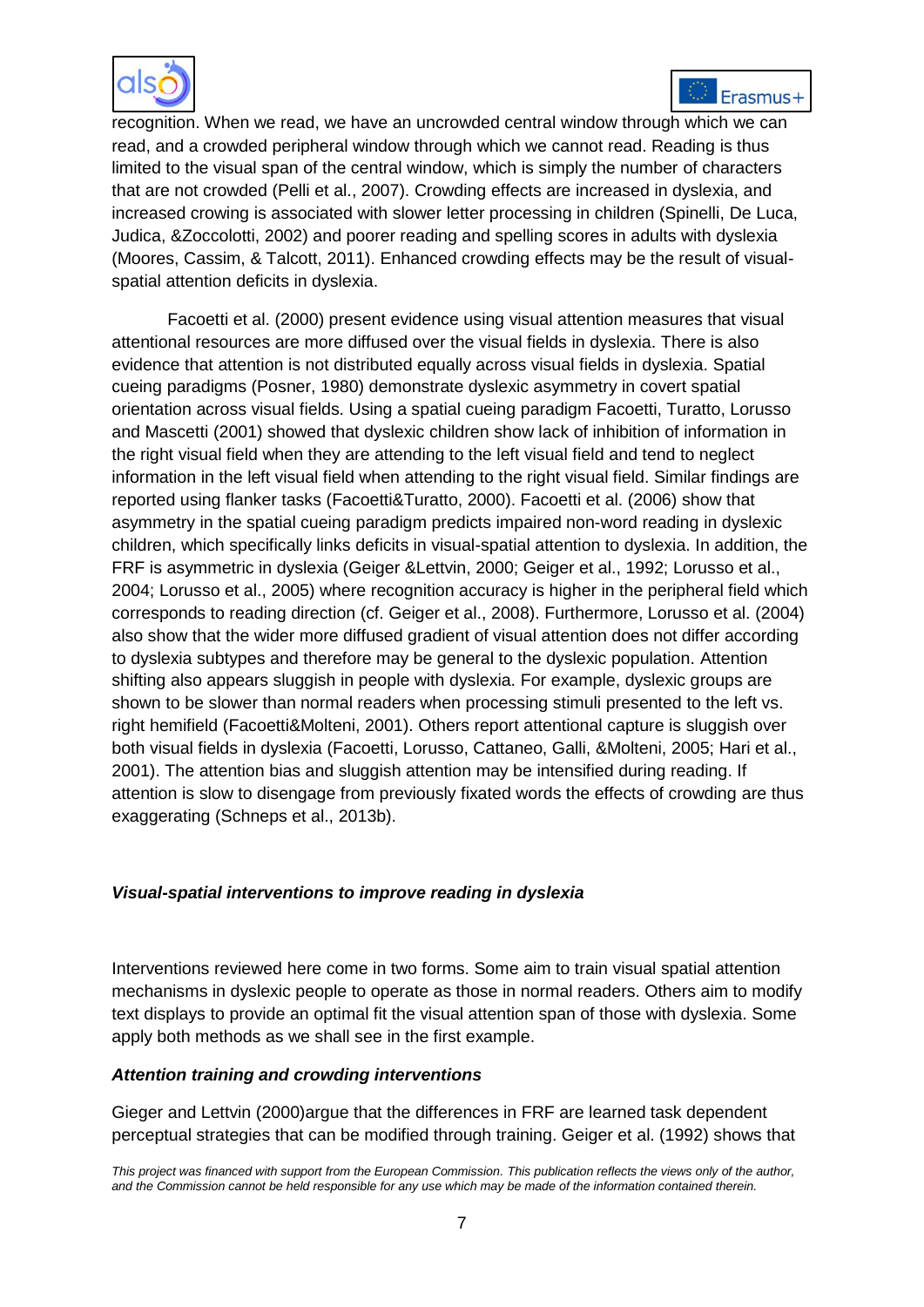recognition. When we read, we have an uncrowded central window through which we can read, and a crowded peripheral window through which we cannot read. Reading is thus limited to the visual span of the central window, which is simply the number of characters that are not crowded (Pelli et al., 2007). Crowding effects are increased in dyslexia, and increased crowing is associated with slower letter processing in children (Spinelli, De Luca, Judica, &Zoccolotti, 2002) and poorer reading and spelling scores in adults with dyslexia (Moores, Cassim, & Talcott, 2011). Enhanced crowding effects may be the result of visual-spatial attention deficits in dyslexia.

Facoetti et al. (2000) present evidence using visual attention measures that visual attentional resources are more diffused over the visual fields in dyslexia. There is also evidence that attention is not distributed equally across visual fields in dyslexia. Spatial cueing paradigms (Posner, 1980) demonstrate dyslexic asymmetry in covert spatial orientation across visual fields. Using a spatial cueing paradigm Facoetti, Turatto, Lorusso and Mascetti (2001) showed that dyslexic children show lack of inhibition of information in the right visual field when they are attending to the left visual field and tend to neglect information in the left visual field when attending to the right visual field. Similar findings are reported using flanker tasks (Facoetti&Turatto, 2000). Facoetti et al. (2006) show that asymmetry in the spatial cueing paradigm predicts impaired non-word reading in dyslexic children, which specifically links deficits in visual-spatial attention to dyslexia. In addition, the FRF is asymmetric in dyslexia (Geiger &Lettvin, 2000; Geiger et al., 1992; Lorusso et al., 2004; Lorusso et al., 2005) where recognition accuracy is higher in the peripheral field which corresponds to reading direction (cf. Geiger et al., 2008). Furthermore, Lorusso et al. (2004) also show that the wider more diffused gradient of visual attention does not differ according to dyslexia subtypes and therefore may be general to the dyslexic population. Attention shifting also appears sluggish in people with dyslexia. For example, dyslexic groups are shown to be slower than normal readers when processing stimuli presented to the left vs. right hemifield (Facoetti&Molteni, 2001). Others report attentional capture is sluggish over both visual fields in dyslexia (Facoetti, Lorusso, Cattaneo, Galli, &Molteni, 2005; Hari et al., 2001). The attention bias and sluggish attention may be intensified during reading. If attention is slow to disengage from previously fixated words the effects of crowding are thus exaggerating (Schneps et al., 2013b).

### *Visual-spatial interventions to improve reading in dyslexia*

Interventions reviewed here come in two forms. Some aim to train visual spatial attention mechanisms in dyslexic people to operate as those in normal readers. Others aim to modify text displays to provide an optimal fit the visual attention span of those with dyslexia. Some apply both methods as we shall see in the first example.

#### *Attention training and crowding interventions*

Gieger and Lettvin (2000)argue that the differences in FRF are learned task dependent perceptual strategies that can be modified through training. Geiger et al. (1992) shows that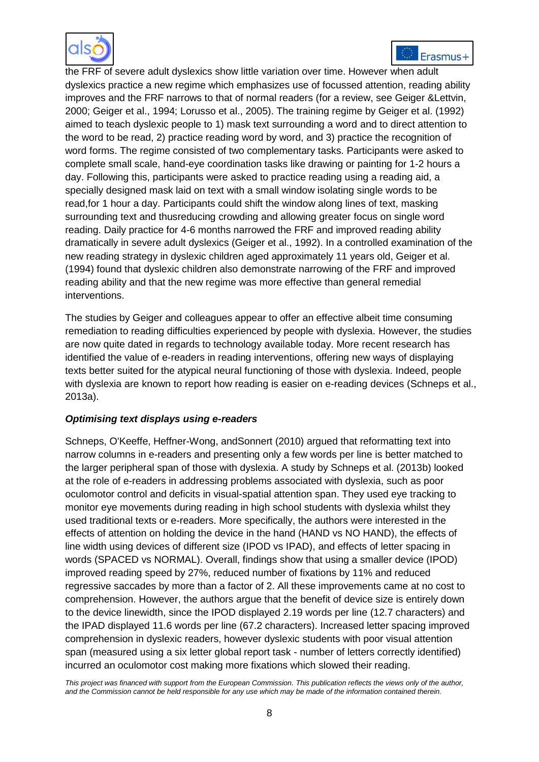the FRF of severe adult dyslexics show little variation over time. However when adult dyslexics practice a new regime which emphasizes use of focussed attention, reading ability improves and the FRF narrows to that of normal readers (for a review, see Geiger &Lettvin, 2000; Geiger et al., 1994; Lorusso et al., 2005). The training regime by Geiger et al. (1992) aimed to teach dyslexic people to 1) mask text surrounding a word and to direct attention to the word to be read, 2) practice reading word by word, and 3) practice the recognition of word forms. The regime consisted of two complementary tasks. Participants were asked to complete small scale, hand-eye coordination tasks like drawing or painting for 1-2 hours a day. Following this, participants were asked to practice reading using a reading aid, a specially designed mask laid on text with a small window isolating single words to be read,for 1 hour a day. Participants could shift the window along lines of text, masking surrounding text and thusreducing crowding and allowing greater focus on single word reading. Daily practice for 4-6 months narrowed the FRF and improved reading ability dramatically in severe adult dyslexics (Geiger et al., 1992). In a controlled examination of the new reading strategy in dyslexic children aged approximately 11 years old, Geiger et al. (1994) found that dyslexic children also demonstrate narrowing of the FRF and improved reading ability and that the new regime was more effective than general remedial interventions.

The studies by Geiger and colleagues appear to offer an effective albeit time consuming remediation to reading difficulties experienced by people with dyslexia. However, the studies are now quite dated in regards to technology available today. More recent research has identified the value of e-readers in reading interventions, offering new ways of displaying texts better suited for the atypical neural functioning of those with dyslexia. Indeed, people with dyslexia are known to report how reading is easier on e-reading devices (Schneps et al., 2013a).

***Optimising text displays using e-readers***

Schneps, O'Keeffe, Heffner-Wong, andSonnert (2010) argued that reformatting text into narrow columns in e-readers and presenting only a few words per line is better matched to the larger peripheral span of those with dyslexia. A study by Schneps et al. (2013b) looked at the role of e-readers in addressing problems associated with dyslexia, such as poor oculomotor control and deficits in visual-spatial attention span. They used eye tracking to monitor eye movements during reading in high school students with dyslexia whilst they used traditional texts or e-readers. More specifically, the authors were interested in the effects of attention on holding the device in the hand (HAND vs NO HAND), the effects of line width using devices of different size (IPOD vs IPAD), and effects of letter spacing in words (SPACED vs NORMAL). Overall, findings show that using a smaller device (IPOD) improved reading speed by 27%, reduced number of fixations by 11% and reduced regressive saccades by more than a factor of 2. All these improvements came at no cost to comprehension. However, the authors argue that the benefit of device size is entirely down to the device linewidth, since the IPOD displayed 2.19 words per line (12.7 characters) and the IPAD displayed 11.6 words per line (67.2 characters). Increased letter spacing improved comprehension in dyslexic readers, however dyslexic students with poor visual attention span (measured using a six letter global report task - number of letters correctly identified) incurred an oculomotor cost making more fixations which slowed their reading.

*This project was financed with support from the European Commission. This publication reflects the views only of the author, and the Commission cannot be held responsible for any use which may be made of the information contained therein.*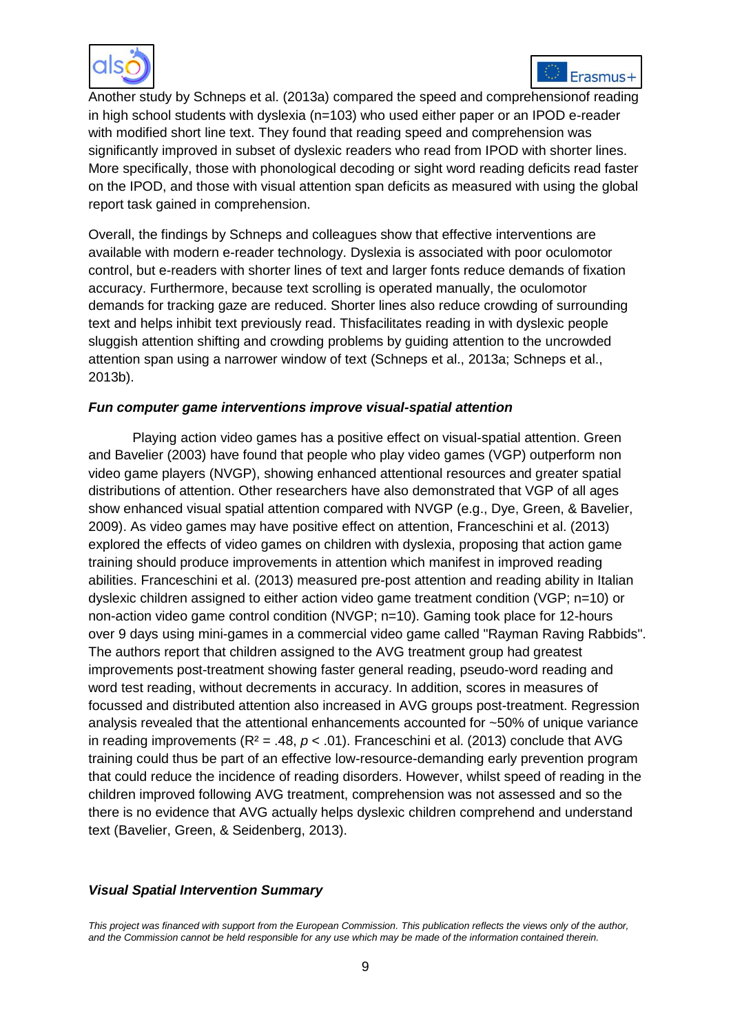Another study by Schneps et al. (2013a) compared the speed and comprehensionof reading in high school students with dyslexia (n=103) who used either paper or an IPOD e-reader with modified short line text. They found that reading speed and comprehension was significantly improved in subset of dyslexic readers who read from IPOD with shorter lines. More specifically, those with phonological decoding or sight word reading deficits read faster on the IPOD, and those with visual attention span deficits as measured with using the global report task gained in comprehension.

Overall, the findings by Schneps and colleagues show that effective interventions are available with modern e-reader technology. Dyslexia is associated with poor oculomotor control, but e-readers with shorter lines of text and larger fonts reduce demands of fixation accuracy. Furthermore, because text scrolling is operated manually, the oculomotor demands for tracking gaze are reduced. Shorter lines also reduce crowding of surrounding text and helps inhibit text previously read. Thisfacilitates reading in with dyslexic people sluggish attention shifting and crowding problems by guiding attention to the uncrowded attention span using a narrower window of text (Schneps et al., 2013a; Schneps et al., 2013b).

### *Fun computer game interventions improve visual-spatial attention*

Playing action video games has a positive effect on visual-spatial attention. Green and Bavelier (2003) have found that people who play video games (VGP) outperform non video game players (NVGP), showing enhanced attentional resources and greater spatial distributions of attention. Other researchers have also demonstrated that VGP of all ages show enhanced visual spatial attention compared with NVGP (e.g., Dye, Green, & Bavelier, 2009). As video games may have positive effect on attention, Franceschini et al. (2013) explored the effects of video games on children with dyslexia, proposing that action game training should produce improvements in attention which manifest in improved reading abilities. Franceschini et al. (2013) measured pre-post attention and reading ability in Italian dyslexic children assigned to either action video game treatment condition (VGP; n=10) or non-action video game control condition (NVGP; n=10). Gaming took place for 12-hours over 9 days using mini-games in a commercial video game called "Rayman Raving Rabbids". The authors report that children assigned to the AVG treatment group had greatest improvements post-treatment showing faster general reading, pseudo-word reading and word test reading, without decrements in accuracy. In addition, scores in measures of focussed and distributed attention also increased in AVG groups post-treatment. Regression analysis revealed that the attentional enhancements accounted for ~50% of unique variance in reading improvements ($R^2 = .48$, $p < .01$). Franceschini et al. (2013) conclude that AVG training could thus be part of an effective low-resource-demanding early prevention program that could reduce the incidence of reading disorders. However, whilst speed of reading in the children improved following AVG treatment, comprehension was not assessed and so the there is no evidence that AVG actually helps dyslexic children comprehend and understand text (Bavelier, Green, & Seidenberg, 2013).

### *Visual Spatial Intervention Summary*

*This project was financed with support from the European Commission. This publication reflects the views only of the author, and the Commission cannot be held responsible for any use which may be made of the information contained therein.*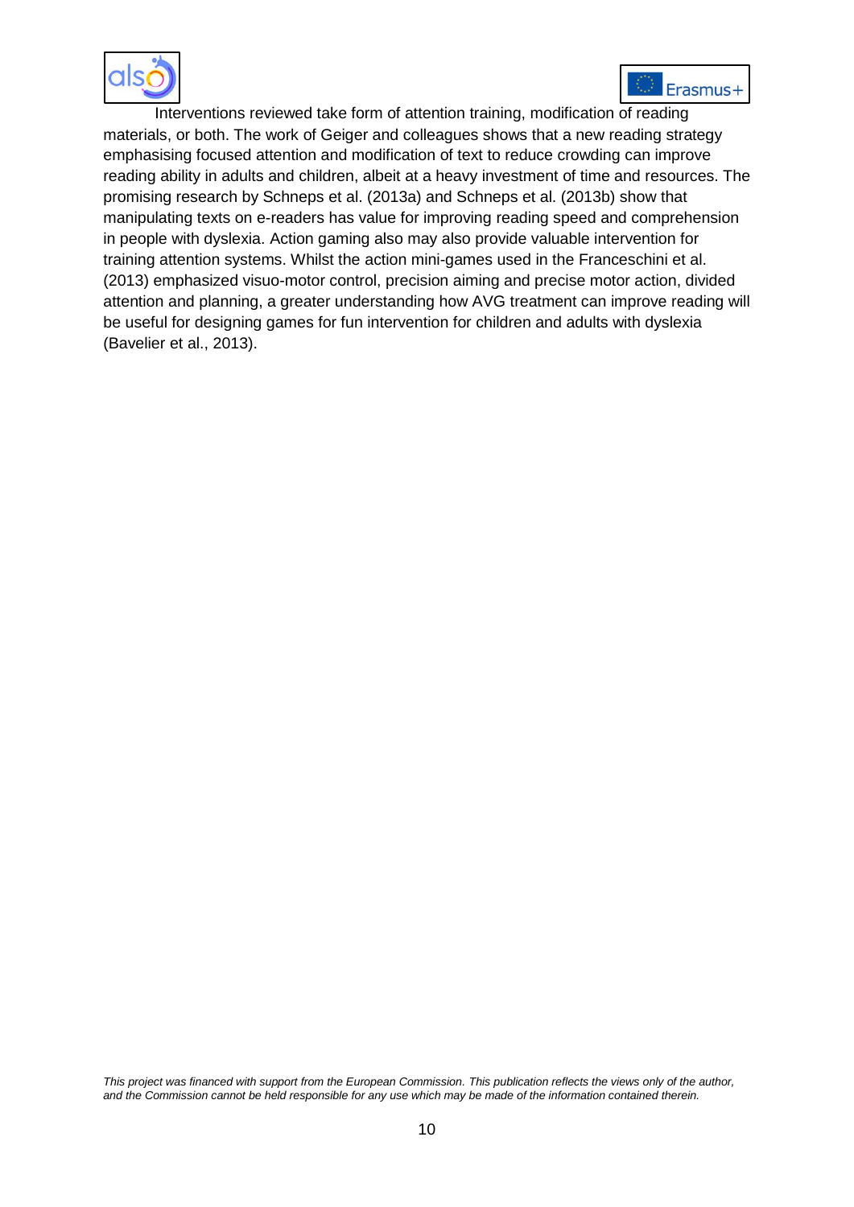Interventions reviewed take form of attention training, modification of reading materials, or both. The work of Geiger and colleagues shows that a new reading strategy emphasising focused attention and modification of text to reduce crowding can improve reading ability in adults and children, albeit at a heavy investment of time and resources. The promising research by Schneps et al. (2013a) and Schneps et al. (2013b) show that manipulating texts on e-readers has value for improving reading speed and comprehension in people with dyslexia. Action gaming also may also provide valuable intervention for training attention systems. Whilst the action mini-games used in the Franceschini et al. (2013) emphasized visuo-motor control, precision aiming and precise motor action, divided attention and planning, a greater understanding how AVG treatment can improve reading will be useful for designing games for fun intervention for children and adults with dyslexia (Bavelier et al., 2013).

*This project was financed with support from the European Commission. This publication reflects the views only of the author, and the Commission cannot be held responsible for any use which may be made of the information contained therein.*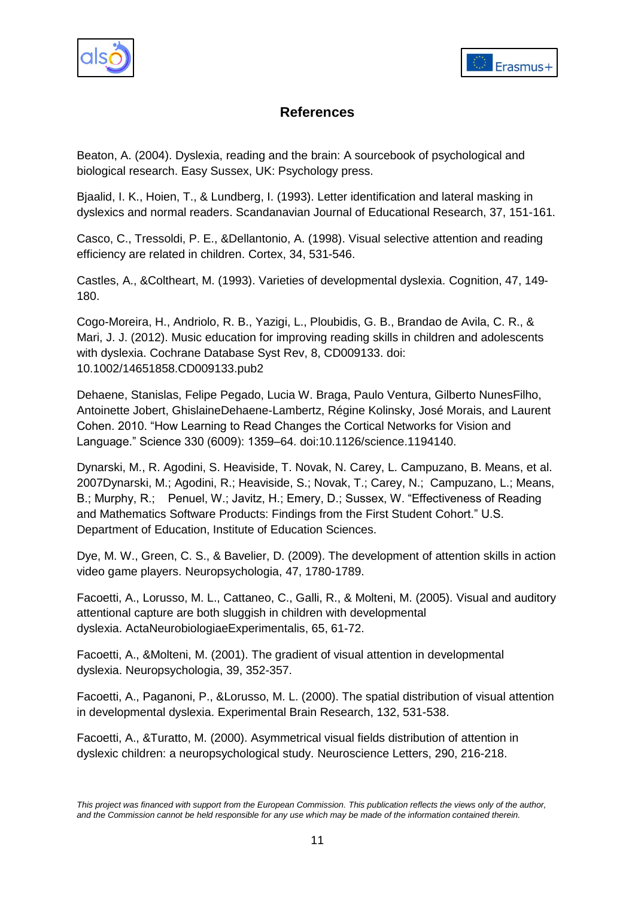## References

Beaton, A. (2004). Dyslexia, reading and the brain: A sourcebook of psychological and biological research. Easy Sussex, UK: Psychology press.

Bjaalid, I. K., Hoien, T., & Lundberg, I. (1993). Letter identification and lateral masking in dyslexics and normal readers. Scandanavian Journal of Educational Research, 37, 151-161.

Casco, C., Tressoldi, P. E., &Dellantonio, A. (1998). Visual selective attention and reading efficiency are related in children. Cortex, 34, 531-546.

Castles, A., &Coltheart, M. (1993). Varieties of developmental dyslexia. Cognition, 47, 149-180.

Cogo-Moreira, H., Andriolo, R. B., Yazigi, L., Ploubidis, G. B., Brandao de Avila, C. R., & Mari, J. J. (2012). Music education for improving reading skills in children and adolescents with dyslexia. Cochrane Database Syst Rev, 8, CD009133. doi: 10.1002/14651858.CD009133.pub2

Dehaene, Stanislas, Felipe Pegado, Lucia W. Braga, Paulo Ventura, Gilberto NunesFilho, Antoinette Jobert, GhislaineDehaene-Lambertz, Régine Kolinsky, José Morais, and Laurent Cohen. 2010. "How Learning to Read Changes the Cortical Networks for Vision and Language." Science 330 (6009): 1359–64. doi:10.1126/science.1194140.

Dynarski, M., R. Agodini, S. Heaviside, T. Novak, N. Carey, L. Campuzano, B. Means, et al. 2007Dynarski, M.; Agodini, R.; Heaviside, S.; Novak, T.; Carey, N.; Campuzano, L.; Means, B.; Murphy, R.; Penuel, W.; Javitz, H.; Emery, D.; Sussex, W. "Effectiveness of Reading and Mathematics Software Products: Findings from the First Student Cohort." U.S. Department of Education, Institute of Education Sciences.

Dye, M. W., Green, C. S., & Bavelier, D. (2009). The development of attention skills in action video game players. Neuropsychologia, 47, 1780-1789.

Facoetti, A., Lorusso, M. L., Cattaneo, C., Galli, R., & Molteni, M. (2005). Visual and auditory attentional capture are both sluggish in children with developmental dyslexia. ActaNeurobiologiaeExperimentalis, 65, 61-72.

Facoetti, A., &Molteni, M. (2001). The gradient of visual attention in developmental dyslexia. Neuropsychologia, 39, 352-357.

Facoetti, A., Paganoni, P., &Lorusso, M. L. (2000). The spatial distribution of visual attention in developmental dyslexia. Experimental Brain Research, 132, 531-538.

Facoetti, A., &Turatto, M. (2000). Asymmetrical visual fields distribution of attention in dyslexic children: a neuropsychological study. Neuroscience Letters, 290, 216-218.

*This project was financed with support from the European Commission. This publication reflects the views only of the author, and the Commission cannot be held responsible for any use which may be made of the information contained therein.*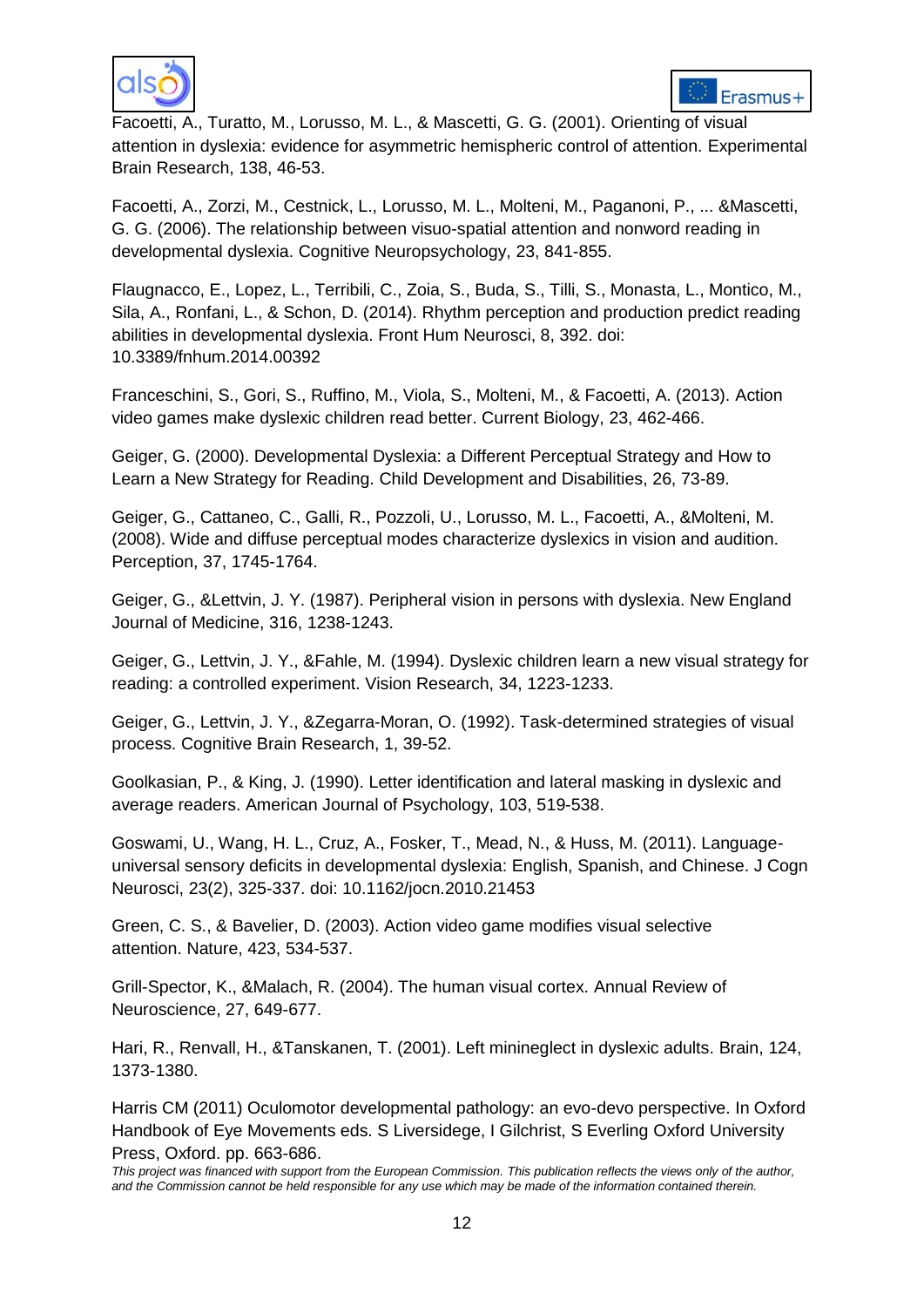Facoetti, A., Turatto, M., Lorusso, M. L., & Mascetti, G. G. (2001). Orienting of visual attention in dyslexia: evidence for asymmetric hemispheric control of attention. Experimental Brain Research, 138, 46-53.

Facoetti, A., Zorzi, M., Cestnick, L., Lorusso, M. L., Molteni, M., Paganoni, P., ... &Mascetti, G. G. (2006). The relationship between visuo-spatial attention and nonword reading in developmental dyslexia. Cognitive Neuropsychology, 23, 841-855.

Flaugnacco, E., Lopez, L., Terribili, C., Zoia, S., Buda, S., Tilli, S., Monasta, L., Montico, M., Sila, A., Ronfani, L., & Schon, D. (2014). Rhythm perception and production predict reading abilities in developmental dyslexia. Front Hum Neurosci, 8, 392. doi: 10.3389/fnhum.2014.00392

Franceschini, S., Gori, S., Ruffino, M., Viola, S., Molteni, M., & Facoetti, A. (2013). Action video games make dyslexic children read better. Current Biology, 23, 462-466.

Geiger, G. (2000). Developmental Dyslexia: a Different Perceptual Strategy and How to Learn a New Strategy for Reading. Child Development and Disabilities, 26, 73-89.

Geiger, G., Cattaneo, C., Galli, R., Pozzoli, U., Lorusso, M. L., Facoetti, A., &Molteni, M. (2008). Wide and diffuse perceptual modes characterize dyslexics in vision and audition. Perception, 37, 1745-1764.

Geiger, G., &Lettvin, J. Y. (1987). Peripheral vision in persons with dyslexia. New England Journal of Medicine, 316, 1238-1243.

Geiger, G., Lettvin, J. Y., &Fahle, M. (1994). Dyslexic children learn a new visual strategy for reading: a controlled experiment. Vision Research, 34, 1223-1233.

Geiger, G., Lettvin, J. Y., &Zegarra-Moran, O. (1992). Task-determined strategies of visual process. Cognitive Brain Research, 1, 39-52.

Goolkasian, P., & King, J. (1990). Letter identification and lateral masking in dyslexic and average readers. American Journal of Psychology, 103, 519-538.

Goswami, U., Wang, H. L., Cruz, A., Fosker, T., Mead, N., & Huss, M. (2011). Language-universal sensory deficits in developmental dyslexia: English, Spanish, and Chinese. J Cogn Neurosci, 23(2), 325-337. doi: 10.1162/jocn.2010.21453

Green, C. S., & Bavelier, D. (2003). Action video game modifies visual selective attention. Nature, 423, 534-537.

Grill-Spector, K., &Malach, R. (2004). The human visual cortex. Annual Review of Neuroscience, 27, 649-677.

Hari, R., Renvall, H., &Tanskanen, T. (2001). Left minineglect in dyslexic adults. Brain, 124, 1373-1380.

Harris CM (2011) Oculomotor developmental pathology: an evo-devo perspective. In Oxford Handbook of Eye Movements eds. S Liversidege, I Gilchrist, S Everling Oxford University Press, Oxford. pp. 663-686.

*This project was financed with support from the European Commission. This publication reflects the views only of the author, and the Commission cannot be held responsible for any use which may be made of the information contained therein.*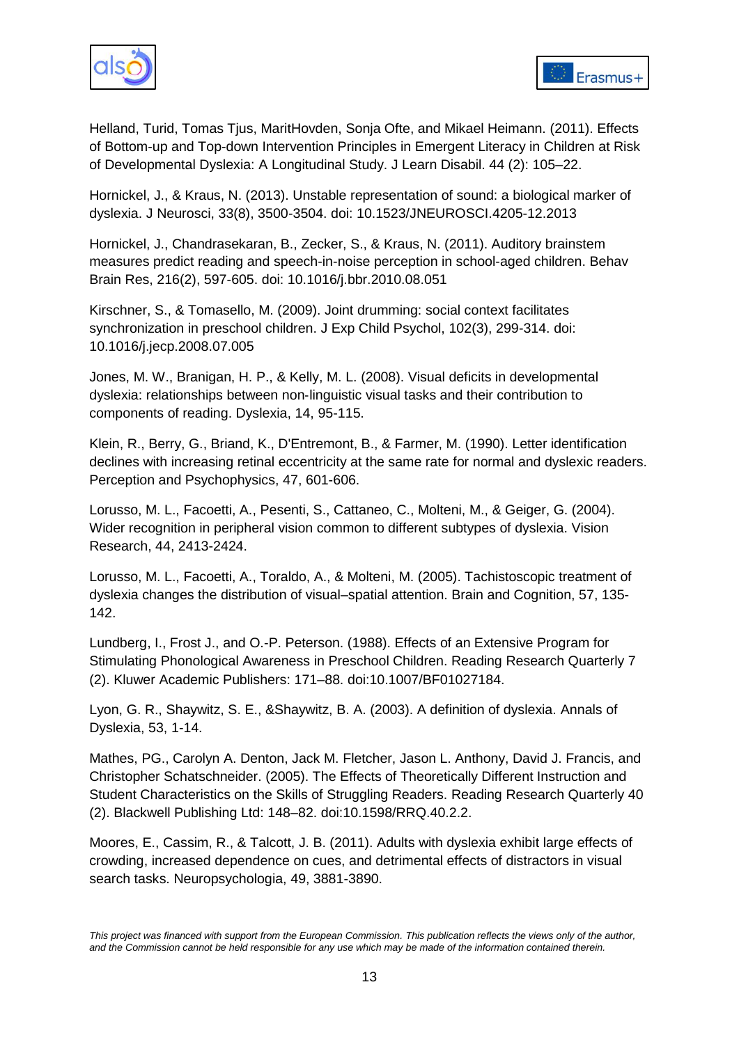Helland, Turid, Tomas Tjus, MaritHovden, Sonja Ofte, and Mikael Heimann. (2011). Effects of Bottom-up and Top-down Intervention Principles in Emergent Literacy in Children at Risk of Developmental Dyslexia: A Longitudinal Study. J Learn Disabil. 44 (2): 105–22.

Hornickel, J., & Kraus, N. (2013). Unstable representation of sound: a biological marker of dyslexia. J Neurosci, 33(8), 3500-3504. doi: 10.1523/JNEUROSCI.4205-12.2013

Hornickel, J., Chandrasekaran, B., Zecker, S., & Kraus, N. (2011). Auditory brainstem measures predict reading and speech-in-noise perception in school-aged children. Behav Brain Res, 216(2), 597-605. doi: 10.1016/j.bbr.2010.08.051

Kirschner, S., & Tomasello, M. (2009). Joint drumming: social context facilitates synchronization in preschool children. J Exp Child Psychol, 102(3), 299-314. doi: 10.1016/j.jecp.2008.07.005

Jones, M. W., Branigan, H. P., & Kelly, M. L. (2008). Visual deficits in developmental dyslexia: relationships between non-linguistic visual tasks and their contribution to components of reading. Dyslexia, 14, 95-115.

Klein, R., Berry, G., Briand, K., D'Entremont, B., & Farmer, M. (1990). Letter identification declines with increasing retinal eccentricity at the same rate for normal and dyslexic readers. Perception and Psychophysics, 47, 601-606.

Lorusso, M. L., Facoetti, A., Pesenti, S., Cattaneo, C., Molteni, M., & Geiger, G. (2004). Wider recognition in peripheral vision common to different subtypes of dyslexia. Vision Research, 44, 2413-2424.

Lorusso, M. L., Facoetti, A., Toraldo, A., & Molteni, M. (2005). Tachistoscopic treatment of dyslexia changes the distribution of visual–spatial attention. Brain and Cognition, 57, 135-142.

Lundberg, I., Frost J., and O.-P. Peterson. (1988). Effects of an Extensive Program for Stimulating Phonological Awareness in Preschool Children. Reading Research Quarterly 7 (2). Kluwer Academic Publishers: 171–88. doi:10.1007/BF01027184.

Lyon, G. R., Shaywitz, S. E., &Shaywitz, B. A. (2003). A definition of dyslexia. Annals of Dyslexia, 53, 1-14.

Mathes, PG., Carolyn A. Denton, Jack M. Fletcher, Jason L. Anthony, David J. Francis, and Christopher Schatschneider. (2005). The Effects of Theoretically Different Instruction and Student Characteristics on the Skills of Struggling Readers. Reading Research Quarterly 40 (2). Blackwell Publishing Ltd: 148–82. doi:10.1598/RRQ.40.2.2.

Moores, E., Cassim, R., & Talcott, J. B. (2011). Adults with dyslexia exhibit large effects of crowding, increased dependence on cues, and detrimental effects of distractors in visual search tasks. Neuropsychologia, 49, 3881-3890.

*This project was financed with support from the European Commission. This publication reflects the views only of the author, and the Commission cannot be held responsible for any use which may be made of the information contained therein.*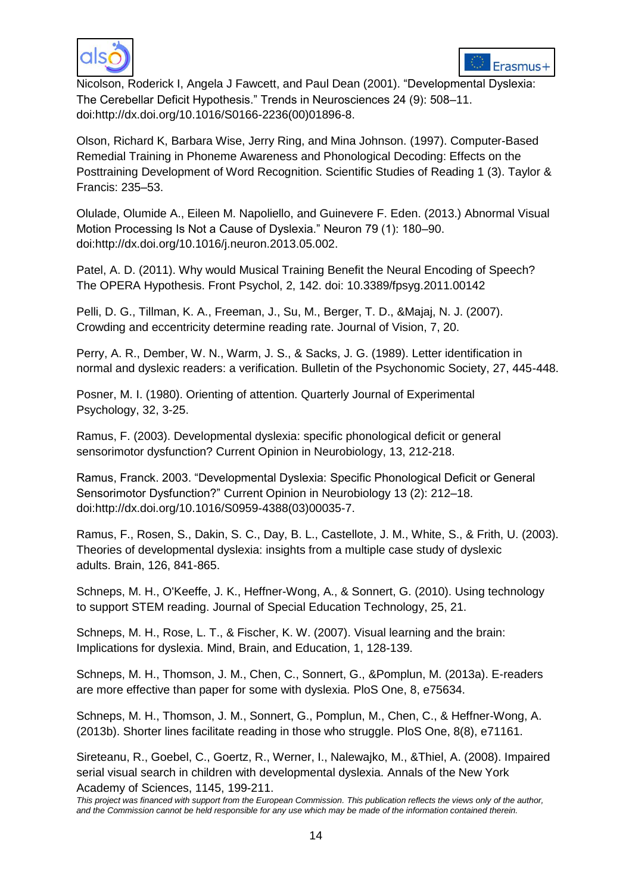Nicolson, Roderick I, Angela J Fawcett, and Paul Dean (2001). "Developmental Dyslexia: The Cerebellar Deficit Hypothesis." Trends in Neurosciences 24 (9): 508–11. doi:http://dx.doi.org/10.1016/S0166-2236(00)01896-8.

Olson, Richard K, Barbara Wise, Jerry Ring, and Mina Johnson. (1997). Computer-Based Remedial Training in Phoneme Awareness and Phonological Decoding: Effects on the Posttraining Development of Word Recognition. Scientific Studies of Reading 1 (3). Taylor & Francis: 235–53.

Olulade, Olumide A., Eileen M. Napoliello, and Guinevere F. Eden. (2013.) Abnormal Visual Motion Processing Is Not a Cause of Dyslexia." Neuron 79 (1): 180–90. doi:http://dx.doi.org/10.1016/j.neuron.2013.05.002.

Patel, A. D. (2011). Why would Musical Training Benefit the Neural Encoding of Speech? The OPERA Hypothesis. Front Psychol, 2, 142. doi: 10.3389/fpsyg.2011.00142

Pelli, D. G., Tillman, K. A., Freeman, J., Su, M., Berger, T. D., &Majaj, N. J. (2007). Crowding and eccentricity determine reading rate. Journal of Vision, 7, 20.

Perry, A. R., Dember, W. N., Warm, J. S., & Sacks, J. G. (1989). Letter identification in normal and dyslexic readers: a verification. Bulletin of the Psychonomic Society, 27, 445-448.

Posner, M. I. (1980). Orienting of attention. Quarterly Journal of Experimental Psychology, 32, 3-25.

Ramus, F. (2003). Developmental dyslexia: specific phonological deficit or general sensorimotor dysfunction? Current Opinion in Neurobiology, 13, 212-218.

Ramus, Franck. 2003. "Developmental Dyslexia: Specific Phonological Deficit or General Sensorimotor Dysfunction?" Current Opinion in Neurobiology 13 (2): 212–18. doi:http://dx.doi.org/10.1016/S0959-4388(03)00035-7.

Ramus, F., Rosen, S., Dakin, S. C., Day, B. L., Castellote, J. M., White, S., & Frith, U. (2003). Theories of developmental dyslexia: insights from a multiple case study of dyslexic adults. Brain, 126, 841-865.

Schneps, M. H., O'Keeffe, J. K., Heffner-Wong, A., & Sonnert, G. (2010). Using technology to support STEM reading. Journal of Special Education Technology, 25, 21.

Schneps, M. H., Rose, L. T., & Fischer, K. W. (2007). Visual learning and the brain: Implications for dyslexia. Mind, Brain, and Education, 1, 128-139.

Schneps, M. H., Thomson, J. M., Chen, C., Sonnert, G., &Pomplun, M. (2013a). E-readers are more effective than paper for some with dyslexia. PloS One, 8, e75634.

Schneps, M. H., Thomson, J. M., Sonnert, G., Pomplun, M., Chen, C., & Heffner-Wong, A. (2013b). Shorter lines facilitate reading in those who struggle. PloS One, 8(8), e71161.

Sireteanu, R., Goebel, C., Goertz, R., Werner, I., Nalewajko, M., &Thiel, A. (2008). Impaired serial visual search in children with developmental dyslexia. Annals of the New York Academy of Sciences, 1145, 199-211.

*This project was financed with support from the European Commission. This publication reflects the views only of the author, and the Commission cannot be held responsible for any use which may be made of the information contained therein.*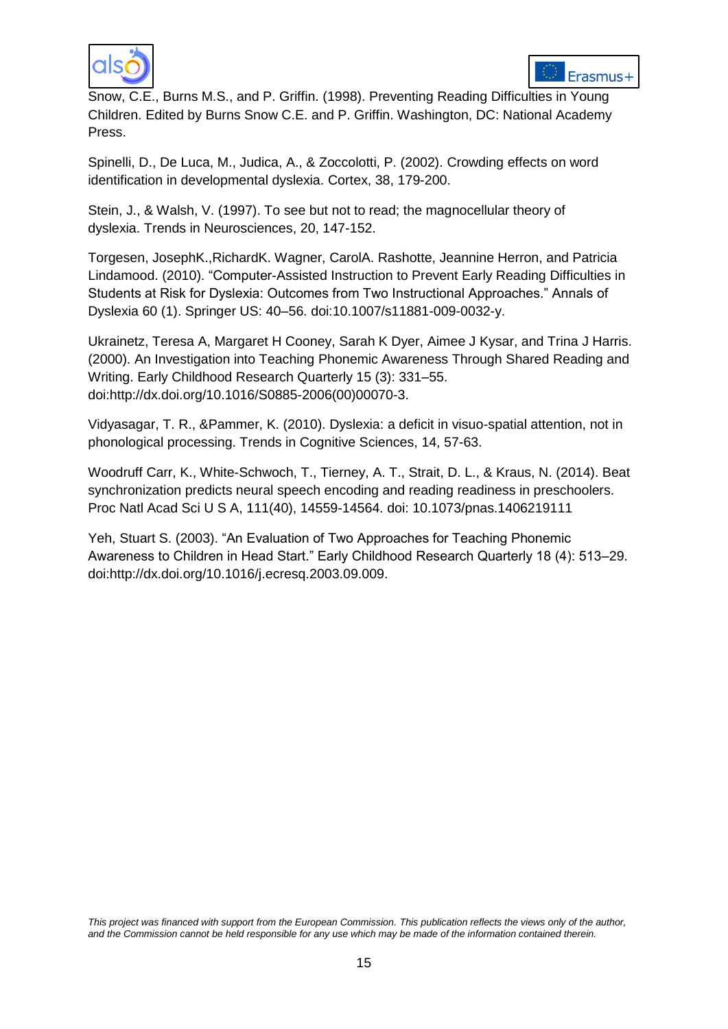Snow, C.E., Burns M.S., and P. Griffin. (1998). Preventing Reading Difficulties in Young Children. Edited by Burns Snow C.E. and P. Griffin. Washington, DC: National Academy Press.

Spinelli, D., De Luca, M., Judica, A., & Zoccolotti, P. (2002). Crowding effects on word identification in developmental dyslexia. Cortex, 38, 179-200.

Stein, J., & Walsh, V. (1997). To see but not to read; the magnocellular theory of dyslexia. Trends in Neurosciences, 20, 147-152.

Torgesen, JosephK.,RichardK. Wagner, CarolA. Rashotte, Jeannine Herron, and Patricia Lindamood. (2010). "Computer-Assisted Instruction to Prevent Early Reading Difficulties in Students at Risk for Dyslexia: Outcomes from Two Instructional Approaches." Annals of Dyslexia 60 (1). Springer US: 40–56. doi:10.1007/s11881-009-0032-y.

Ukrainetz, Teresa A, Margaret H Cooney, Sarah K Dyer, Aimee J Kysar, and Trina J Harris. (2000). An Investigation into Teaching Phonemic Awareness Through Shared Reading and Writing. Early Childhood Research Quarterly 15 (3): 331–55. doi:http://dx.doi.org/10.1016/S0885-2006(00)00070-3.

Vidyasagar, T. R., &Pammer, K. (2010). Dyslexia: a deficit in visuo-spatial attention, not in phonological processing. Trends in Cognitive Sciences, 14, 57-63.

Woodruff Carr, K., White-Schwoch, T., Tierney, A. T., Strait, D. L., & Kraus, N. (2014). Beat synchronization predicts neural speech encoding and reading readiness in preschoolers. Proc Natl Acad Sci U S A, 111(40), 14559-14564. doi: 10.1073/pnas.1406219111

Yeh, Stuart S. (2003). "An Evaluation of Two Approaches for Teaching Phonemic Awareness to Children in Head Start." Early Childhood Research Quarterly 18 (4): 513–29. doi:http://dx.doi.org/10.1016/j.ecresq.2003.09.009.